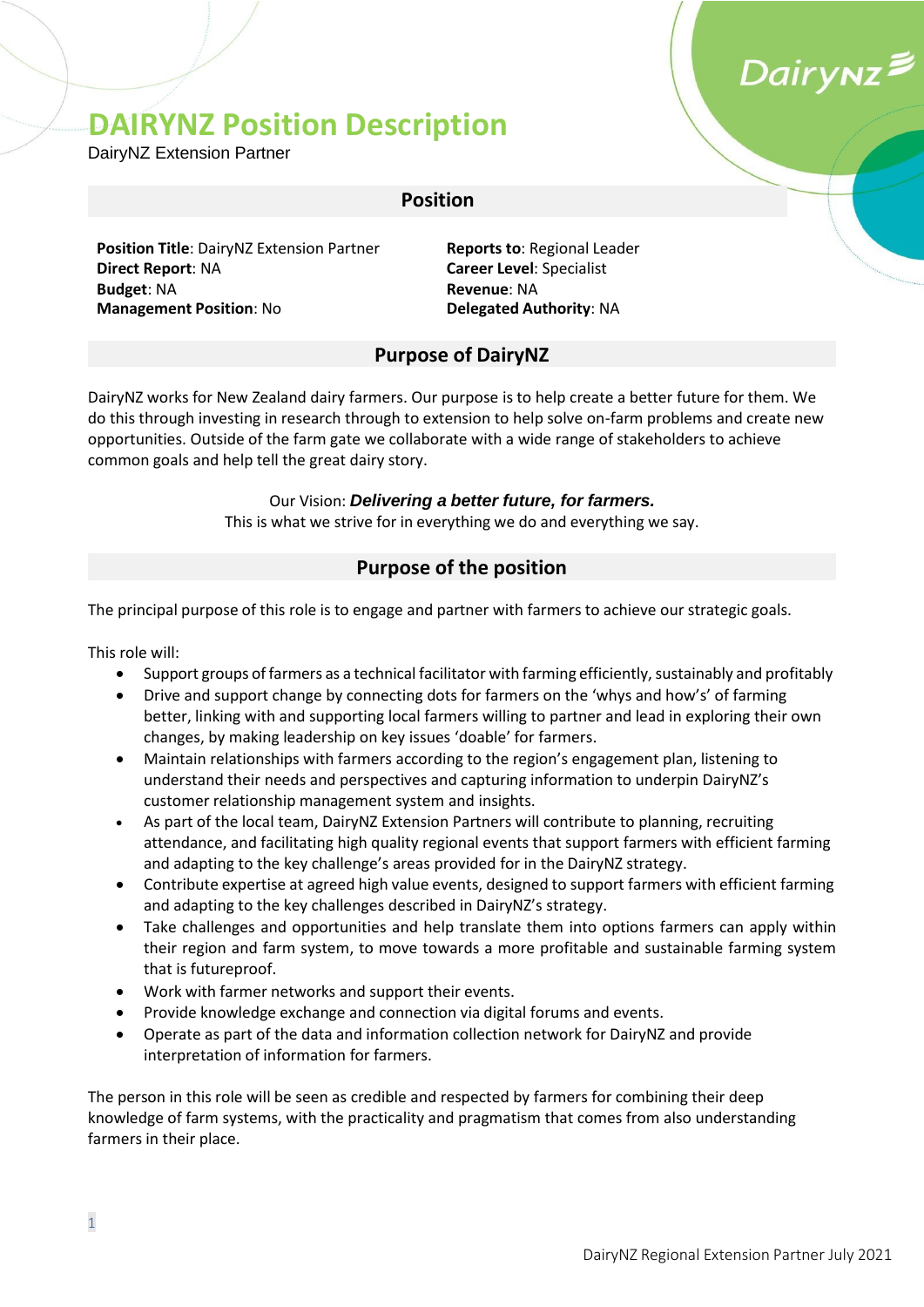# DAIRYNZ Position Description

DairyNZ Extension Partner

## Position

**Position Title**: DairyNZ Extension Partner
**Direct Report**: NA
**Budget**: NA
**Management Position**: No

**Reports to**: Regional Leader
**Career Level**: Specialist
**Revenue**: NA
**Delegated Authority**: NA

## Purpose of DairyNZ

DairyNZ works for New Zealand dairy farmers. Our purpose is to help create a better future for them. We do this through investing in research through to extension to help solve on-farm problems and create new opportunities. Outside of the farm gate we collaborate with a wide range of stakeholders to achieve common goals and help tell the great dairy story.

Our Vision: ***Delivering a better future, for farmers.***
This is what we strive for in everything we do and everything we say.

## Purpose of the position

The principal purpose of this role is to engage and partner with farmers to achieve our strategic goals.

This role will:

- Support groups of farmers as a technical facilitator with farming efficiently, sustainably and profitably
- Drive and support change by connecting dots for farmers on the 'whys and how's' of farming better, linking with and supporting local farmers willing to partner and lead in exploring their own changes, by making leadership on key issues 'doable' for farmers.
- Maintain relationships with farmers according to the region's engagement plan, listening to understand their needs and perspectives and capturing information to underpin DairyNZ's customer relationship management system and insights.
- As part of the local team, DairyNZ Extension Partners will contribute to planning, recruiting attendance, and facilitating high quality regional events that support farmers with efficient farming and adapting to the key challenge's areas provided for in the DairyNZ strategy.
- Contribute expertise at agreed high value events, designed to support farmers with efficient farming and adapting to the key challenges described in DairyNZ's strategy.
- Take challenges and opportunities and help translate them into options farmers can apply within their region and farm system, to move towards a more profitable and sustainable farming system that is futureproof.
- Work with farmer networks and support their events.
- Provide knowledge exchange and connection via digital forums and events.
- Operate as part of the data and information collection network for DairyNZ and provide interpretation of information for farmers.

The person in this role will be seen as credible and respected by farmers for combining their deep knowledge of farm systems, with the practicality and pragmatism that comes from also understanding farmers in their place.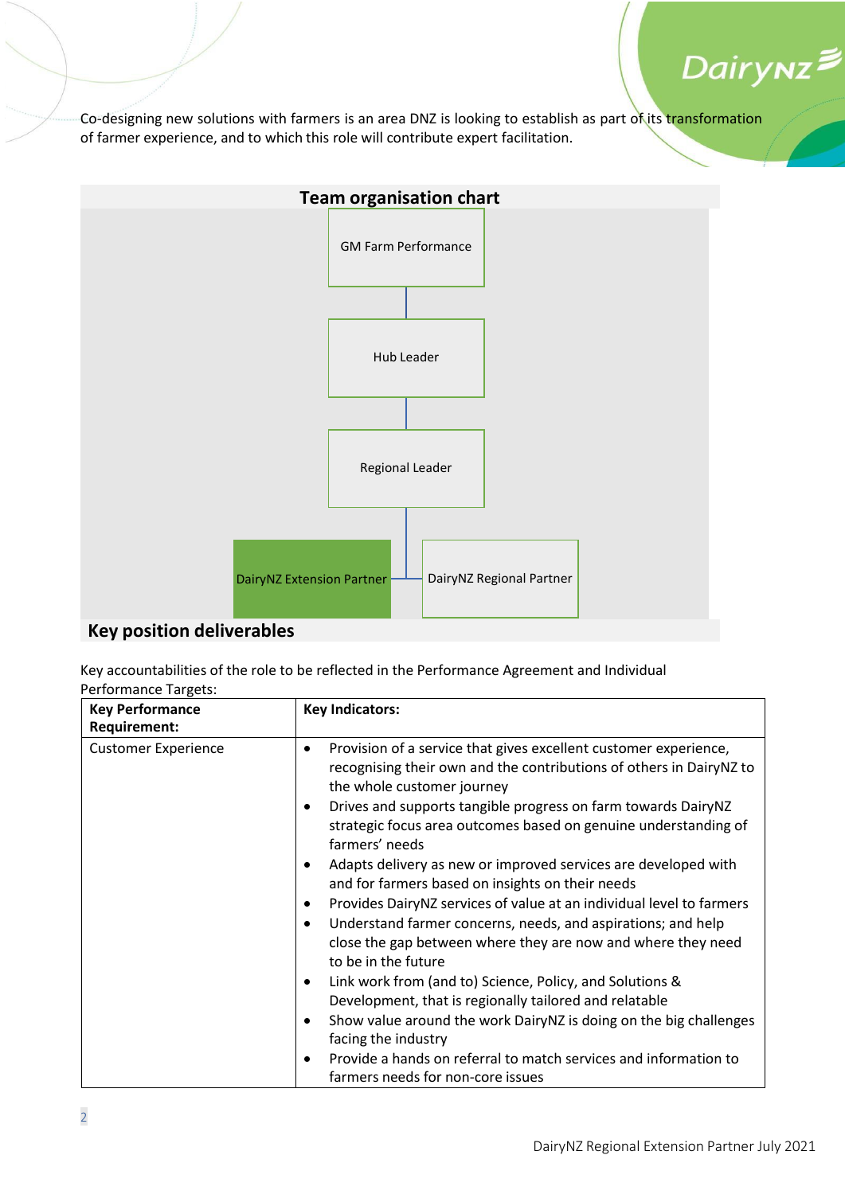Co-designing new solutions with farmers is an area DNZ is looking to establish as part of its transformation of farmer experience, and to which this role will contribute expert facilitation.

## Team organisation chart

- GM Farm Performance
  - Hub Leader
    - Regional Leader
      - DairyNZ Extension Partner
      - DairyNZ Regional Partner

## Key position deliverables

Key accountabilities of the role to be reflected in the Performance Agreement and Individual Performance Targets:

| Key Performance Requirement: | Key Indicators: |
|---|---|
| Customer Experience | • Provision of a service that gives excellent customer experience, recognising their own and the contributions of others in DairyNZ to the whole customer journey<br>• Drives and supports tangible progress on farm towards DairyNZ strategic focus area outcomes based on genuine understanding of farmers' needs<br>• Adapts delivery as new or improved services are developed with and for farmers based on insights on their needs<br>• Provides DairyNZ services of value at an individual level to farmers<br>• Understand farmer concerns, needs, and aspirations; and help close the gap between where they are now and where they need to be in the future<br>• Link work from (and to) Science, Policy, and Solutions & Development, that is regionally tailored and relatable<br>• Show value around the work DairyNZ is doing on the big challenges facing the industry<br>• Provide a hands on referral to match services and information to farmers needs for non-core issues |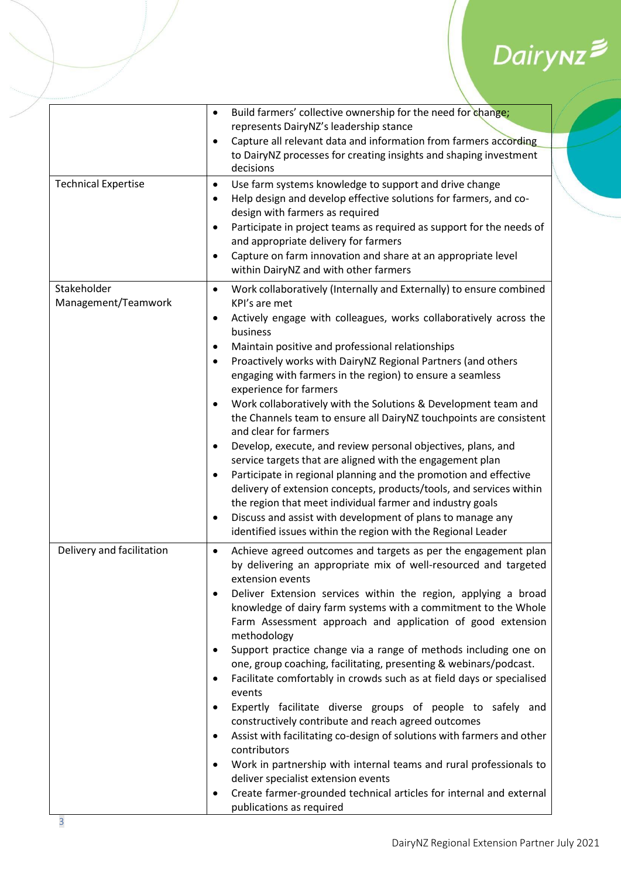| | |
|---|---|
| | • Build farmers' collective ownership for the need for change; represents DairyNZ's leadership stance<br>• Capture all relevant data and information from farmers according to DairyNZ processes for creating insights and shaping investment decisions |
| Technical Expertise | • Use farm systems knowledge to support and drive change<br>• Help design and develop effective solutions for farmers, and co-design with farmers as required<br>• Participate in project teams as required as support for the needs of and appropriate delivery for farmers<br>• Capture on farm innovation and share at an appropriate level within DairyNZ and with other farmers |
| Stakeholder Management/Teamwork | • Work collaboratively (Internally and Externally) to ensure combined KPI's are met<br>• Actively engage with colleagues, works collaboratively across the business<br>• Maintain positive and professional relationships<br>• Proactively works with DairyNZ Regional Partners (and others engaging with farmers in the region) to ensure a seamless experience for farmers<br>• Work collaboratively with the Solutions & Development team and the Channels team to ensure all DairyNZ touchpoints are consistent and clear for farmers<br>• Develop, execute, and review personal objectives, plans, and service targets that are aligned with the engagement plan<br>• Participate in regional planning and the promotion and effective delivery of extension concepts, products/tools, and services within the region that meet individual farmer and industry goals<br>• Discuss and assist with development of plans to manage any identified issues within the region with the Regional Leader |
| Delivery and facilitation | • Achieve agreed outcomes and targets as per the engagement plan by delivering an appropriate mix of well-resourced and targeted extension events<br>• Deliver Extension services within the region, applying a broad knowledge of dairy farm systems with a commitment to the Whole Farm Assessment approach and application of good extension methodology<br>• Support practice change via a range of methods including one on one, group coaching, facilitating, presenting & webinars/podcast.<br>• Facilitate comfortably in crowds such as at field days or specialised events<br>• Expertly facilitate diverse groups of people to safely and constructively contribute and reach agreed outcomes<br>• Assist with facilitating co-design of solutions with farmers and other contributors<br>• Work in partnership with internal teams and rural professionals to deliver specialist extension events<br>• Create farmer-grounded technical articles for internal and external publications as required |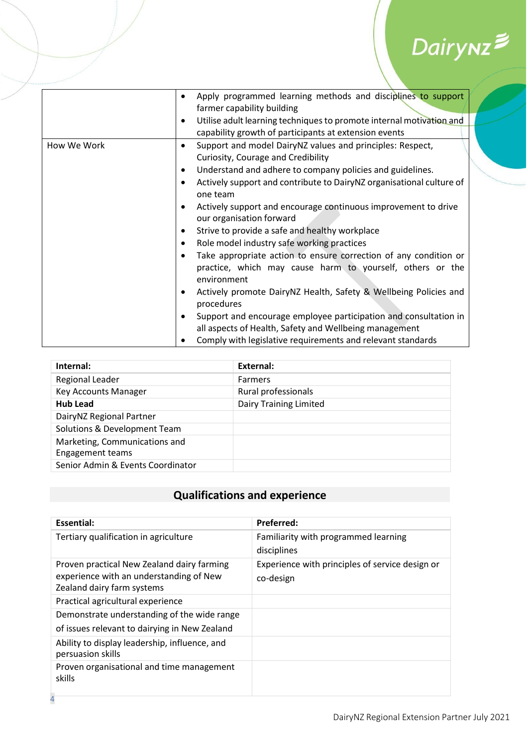|  |  |
| --- | --- |
|  | • Apply programmed learning methods and disciplines to support farmer capability building<br>• Utilise adult learning techniques to promote internal motivation and capability growth of participants at extension events |
| How We Work | • Support and model DairyNZ values and principles: Respect, Curiosity, Courage and Credibility<br>• Understand and adhere to company policies and guidelines.<br>• Actively support and contribute to DairyNZ organisational culture of one team<br>• Actively support and encourage continuous improvement to drive our organisation forward<br>• Strive to provide a safe and healthy workplace<br>• Role model industry safe working practices<br>• Take appropriate action to ensure correction of any condition or practice, which may cause harm to yourself, others or the environment<br>• Actively promote DairyNZ Health, Safety & Wellbeing Policies and procedures<br>• Support and encourage employee participation and consultation in all aspects of Health, Safety and Wellbeing management<br>• Comply with legislative requirements and relevant standards |

| Internal: | External: |
| --- | --- |
| Regional Leader | Farmers |
| Key Accounts Manager | Rural professionals |
| **Hub Lead** | Dairy Training Limited |
| DairyNZ Regional Partner | |
| Solutions & Development Team | |
| Marketing, Communications and Engagement teams | |
| Senior Admin & Events Coordinator | |

## Qualifications and experience

| Essential: | Preferred: |
| --- | --- |
| Tertiary qualification in agriculture | Familiarity with programmed learning disciplines |
| Proven practical New Zealand dairy farming experience with an understanding of New Zealand dairy farm systems | Experience with principles of service design or co-design |
| Practical agricultural experience | |
| Demonstrate understanding of the wide range of issues relevant to dairying in New Zealand | |
| Ability to display leadership, influence, and persuasion skills | |
| Proven organisational and time management skills | |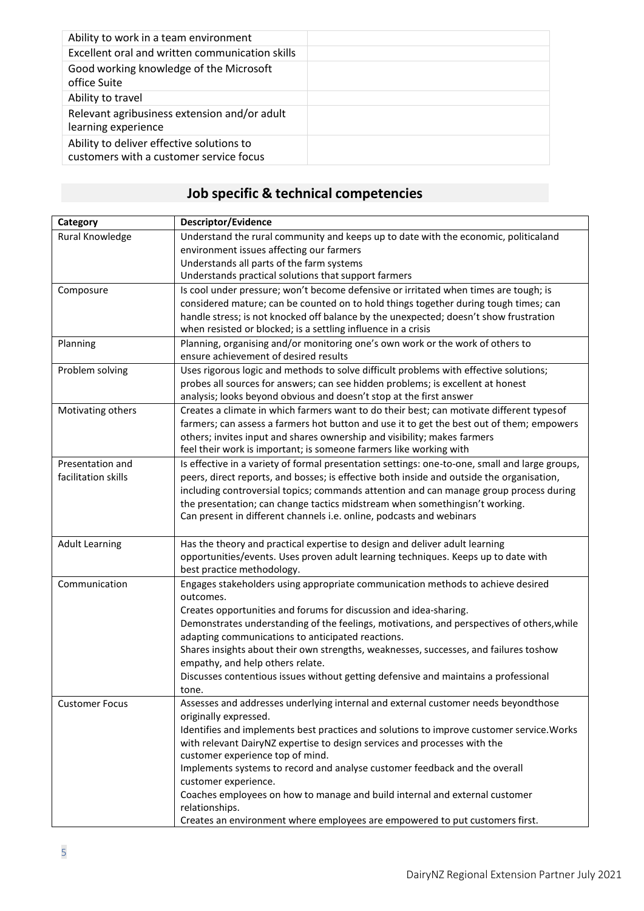| | |
|---|---|
| Ability to work in a team environment | |
| Excellent oral and written communication skills | |
| Good working knowledge of the Microsoft office Suite | |
| Ability to travel | |
| Relevant agribusiness extension and/or adult learning experience | |
| Ability to deliver effective solutions to customers with a customer service focus | |

## Job specific & technical competencies

| Category | Descriptor/Evidence |
|---|---|
| Rural Knowledge | Understand the rural community and keeps up to date with the economic, politicaland environment issues affecting our farmers<br>Understands all parts of the farm systems<br>Understands practical solutions that support farmers |
| Composure | Is cool under pressure; won't become defensive or irritated when times are tough; is considered mature; can be counted on to hold things together during tough times; can handle stress; is not knocked off balance by the unexpected; doesn't show frustration when resisted or blocked; is a settling influence in a crisis |
| Planning | Planning, organising and/or monitoring one's own work or the work of others to ensure achievement of desired results |
| Problem solving | Uses rigorous logic and methods to solve difficult problems with effective solutions; probes all sources for answers; can see hidden problems; is excellent at honest analysis; looks beyond obvious and doesn't stop at the first answer |
| Motivating others | Creates a climate in which farmers want to do their best; can motivate different typesof farmers; can assess a farmers hot button and use it to get the best out of them; empowers others; invites input and shares ownership and visibility; makes farmers feel their work is important; is someone farmers like working with |
| Presentation and facilitation skills | Is effective in a variety of formal presentation settings: one-to-one, small and large groups, peers, direct reports, and bosses; is effective both inside and outside the organisation, including controversial topics; commands attention and can manage group process during the presentation; can change tactics midstream when somethingisn't working.<br>Can present in different channels i.e. online, podcasts and webinars |
| Adult Learning | Has the theory and practical expertise to design and deliver adult learning opportunities/events. Uses proven adult learning techniques. Keeps up to date with best practice methodology. |
| Communication | Engages stakeholders using appropriate communication methods to achieve desired outcomes.<br>Creates opportunities and forums for discussion and idea-sharing.<br>Demonstrates understanding of the feelings, motivations, and perspectives of others,while adapting communications to anticipated reactions.<br>Shares insights about their own strengths, weaknesses, successes, and failures toshow empathy, and help others relate.<br>Discusses contentious issues without getting defensive and maintains a professional tone. |
| Customer Focus | Assesses and addresses underlying internal and external customer needs beyondthose originally expressed.<br>Identifies and implements best practices and solutions to improve customer service.Works with relevant DairyNZ expertise to design services and processes with the customer experience top of mind.<br>Implements systems to record and analyse customer feedback and the overall customer experience.<br>Coaches employees on how to manage and build internal and external customer relationships.<br>Creates an environment where employees are empowered to put customers first. |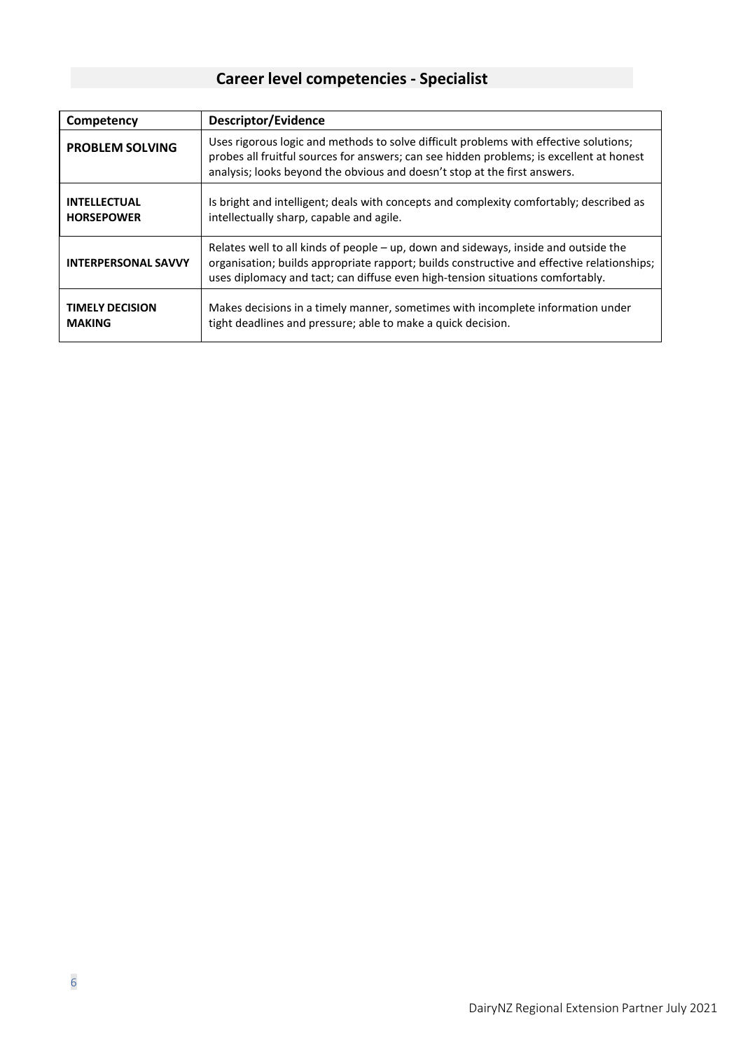## Career level competencies - Specialist

| Competency | Descriptor/Evidence |
|---|---|
| **PROBLEM SOLVING** | Uses rigorous logic and methods to solve difficult problems with effective solutions; probes all fruitful sources for answers; can see hidden problems; is excellent at honest analysis; looks beyond the obvious and doesn't stop at the first answers. |
| **INTELLECTUAL HORSEPOWER** | Is bright and intelligent; deals with concepts and complexity comfortably; described as intellectually sharp, capable and agile. |
| **INTERPERSONAL SAVVY** | Relates well to all kinds of people – up, down and sideways, inside and outside the organisation; builds appropriate rapport; builds constructive and effective relationships; uses diplomacy and tact; can diffuse even high-tension situations comfortably. |
| **TIMELY DECISION MAKING** | Makes decisions in a timely manner, sometimes with incomplete information under tight deadlines and pressure; able to make a quick decision. |